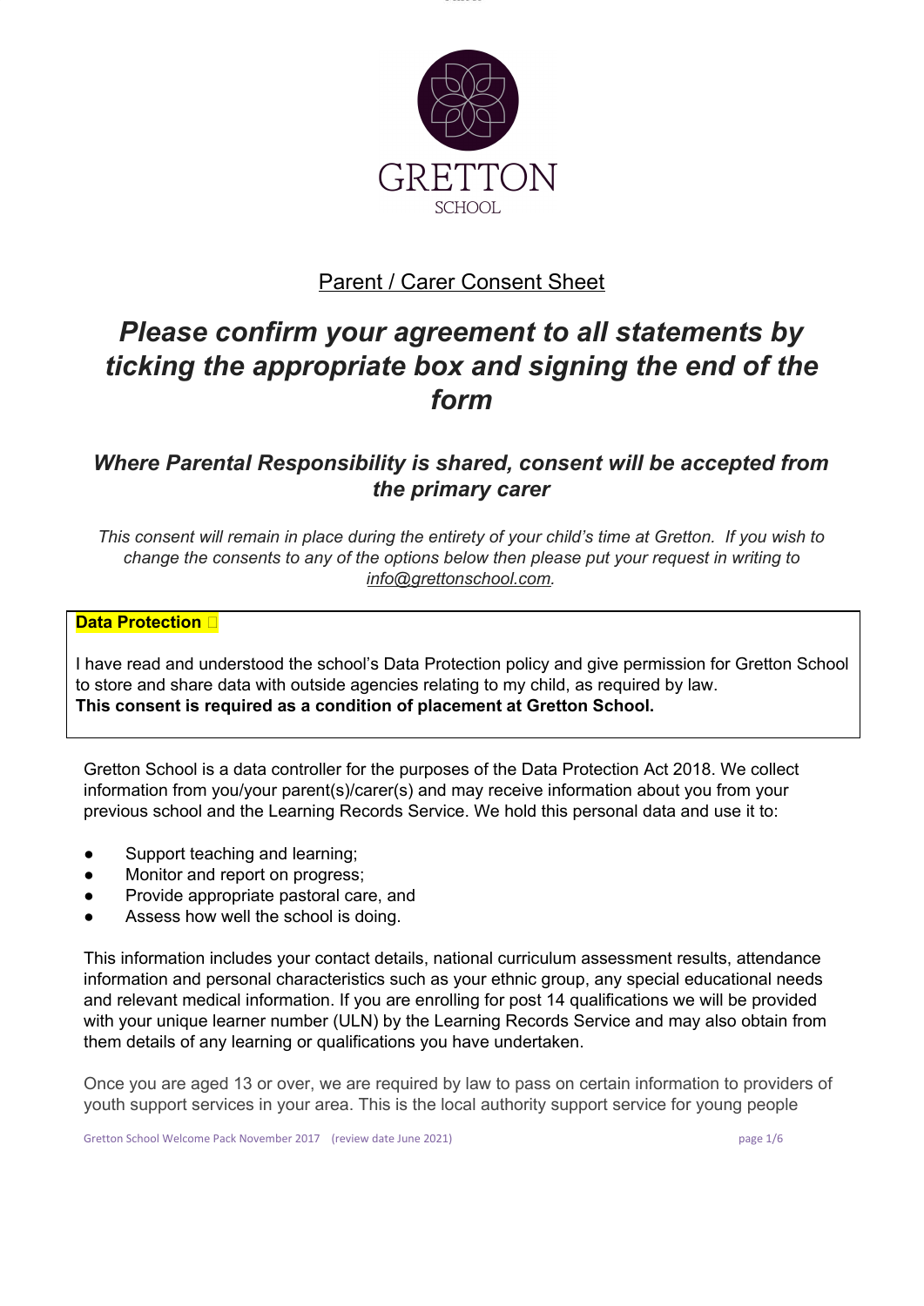GRETTON
SCHOOL

## Parent / Carer Consent Sheet

# *Please confirm your agreement to all statements by ticking the appropriate box and signing the end of the form*

### *Where Parental Responsibility is shared, consent will be accepted from the primary carer*

*This consent will remain in place during the entirety of your child's time at Gretton. If you wish to change the consents to any of the options below then please put your request in writing to info@grettonschool.com.*

**Data Protection** ☐

I have read and understood the school's Data Protection policy and give permission for Gretton School to store and share data with outside agencies relating to my child, as required by law.
**This consent is required as a condition of placement at Gretton School.**

Gretton School is a data controller for the purposes of the Data Protection Act 2018. We collect information from you/your parent(s)/carer(s) and may receive information about you from your previous school and the Learning Records Service. We hold this personal data and use it to:

- Support teaching and learning;
- Monitor and report on progress;
- Provide appropriate pastoral care, and
- Assess how well the school is doing.

This information includes your contact details, national curriculum assessment results, attendance information and personal characteristics such as your ethnic group, any special educational needs and relevant medical information. If you are enrolling for post 14 qualifications we will be provided with your unique learner number (ULN) by the Learning Records Service and may also obtain from them details of any learning or qualifications you have undertaken.

Once you are aged 13 or over, we are required by law to pass on certain information to providers of youth support services in your area. This is the local authority support service for young people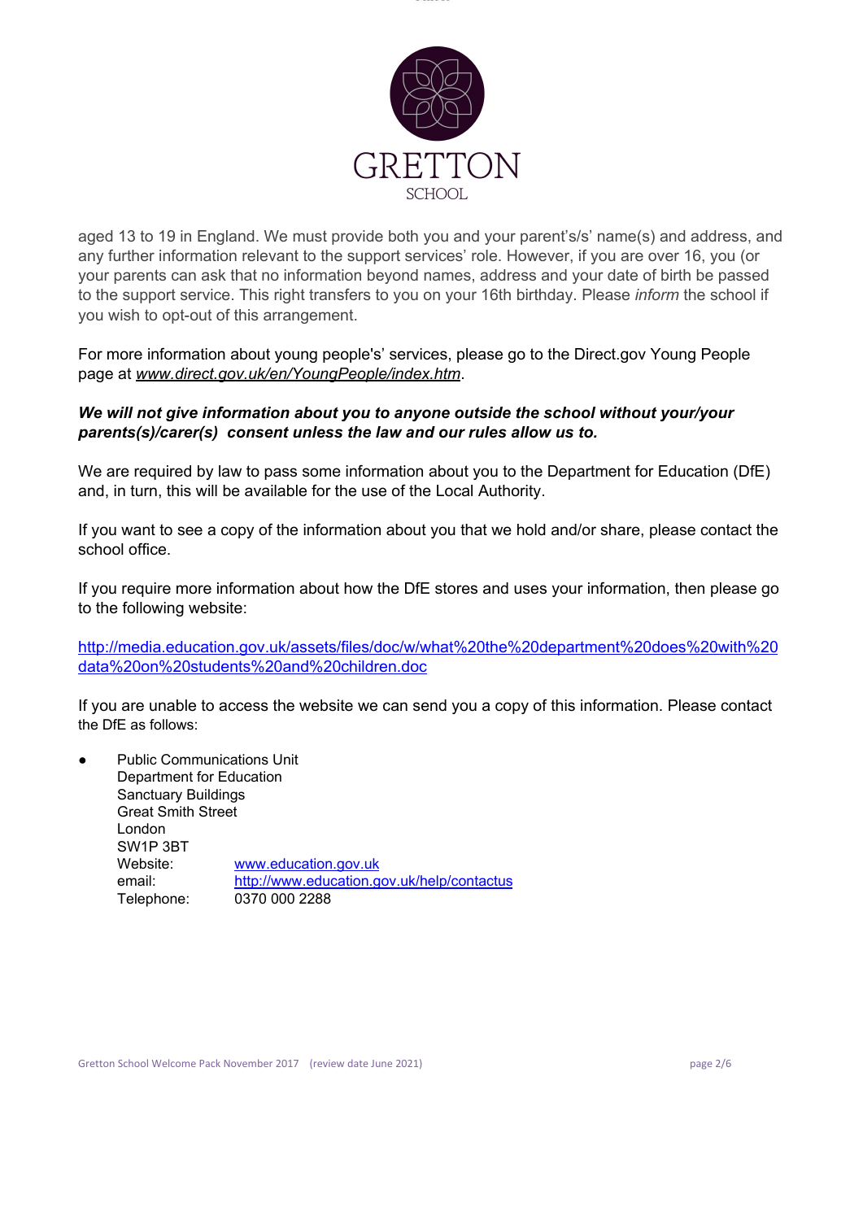aged 13 to 19 in England. We must provide both you and your parent's/s' name(s) and address, and any further information relevant to the support services' role. However, if you are over 16, you (or your parents can ask that no information beyond names, address and your date of birth be passed to the support service. This right transfers to you on your 16th birthday. Please *inform* the school if you wish to opt-out of this arrangement.

For more information about young people's' services, please go to the Direct.gov Young People page at *www.direct.gov.uk/en/YoungPeople/index.htm*.

***We will not give information about you to anyone outside the school without your/your parents(s)/carer(s) consent unless the law and our rules allow us to.***

We are required by law to pass some information about you to the Department for Education (DfE) and, in turn, this will be available for the use of the Local Authority.

If you want to see a copy of the information about you that we hold and/or share, please contact the school office.

If you require more information about how the DfE stores and uses your information, then please go to the following website:

http://media.education.gov.uk/assets/files/doc/w/what%20the%20department%20does%20with%20data%20on%20students%20and%20children.doc

If you are unable to access the website we can send you a copy of this information. Please contact the DfE as follows:

- Public Communications Unit
  Department for Education
  Sanctuary Buildings
  Great Smith Street
  London
  SW1P 3BT
  Website: www.education.gov.uk
  email: http://www.education.gov.uk/help/contactus
  Telephone: 0370 000 2288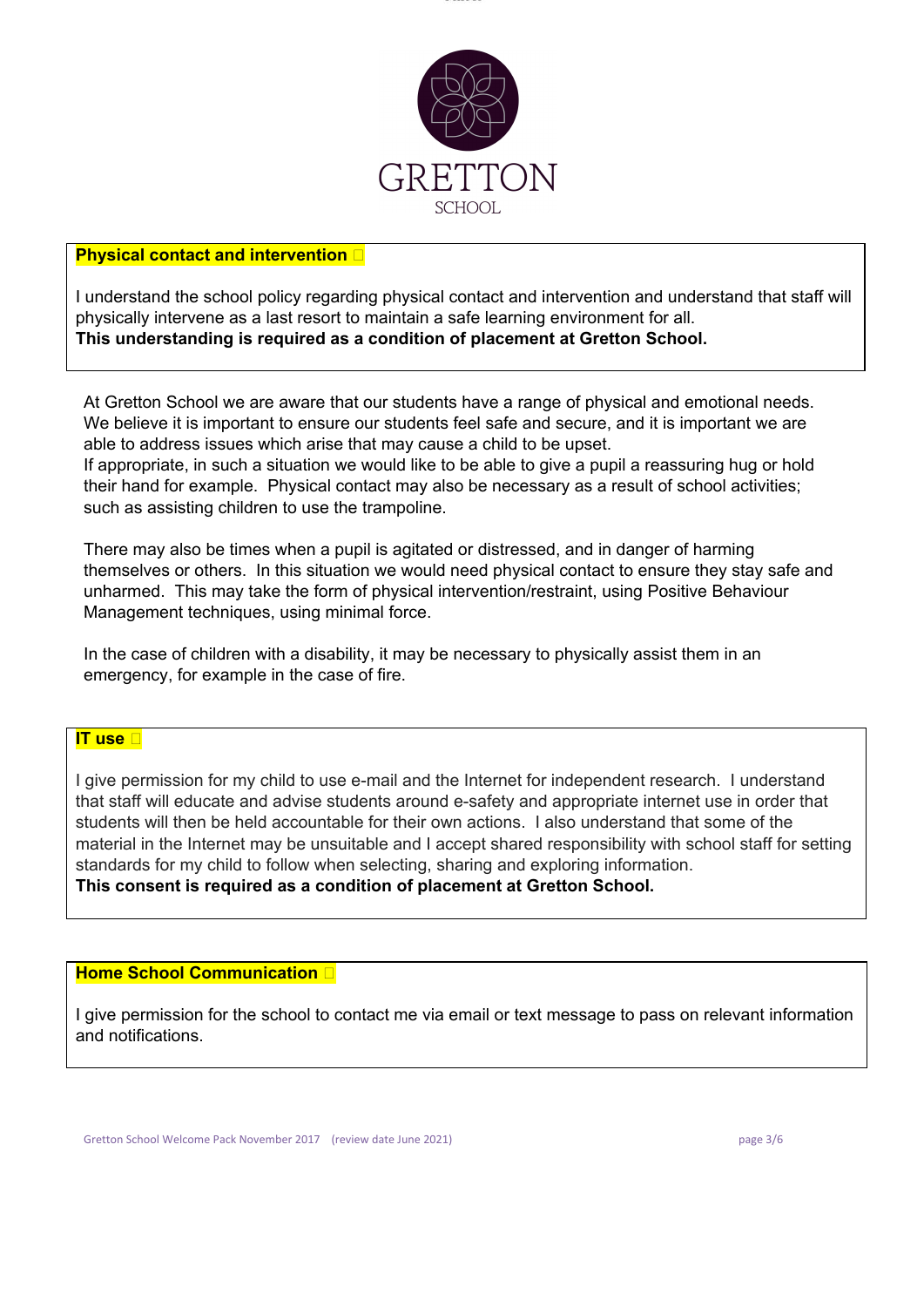GRETTON
SCHOOL

**Physical contact and intervention** ☐

I understand the school policy regarding physical contact and intervention and understand that staff will physically intervene as a last resort to maintain a safe learning environment for all.
**This understanding is required as a condition of placement at Gretton School.**

At Gretton School we are aware that our students have a range of physical and emotional needs. We believe it is important to ensure our students feel safe and secure, and it is important we are able to address issues which arise that may cause a child to be upset.
If appropriate, in such a situation we would like to be able to give a pupil a reassuring hug or hold their hand for example. Physical contact may also be necessary as a result of school activities; such as assisting children to use the trampoline.

There may also be times when a pupil is agitated or distressed, and in danger of harming themselves or others. In this situation we would need physical contact to ensure they stay safe and unharmed. This may take the form of physical intervention/restraint, using Positive Behaviour Management techniques, using minimal force.

In the case of children with a disability, it may be necessary to physically assist them in an emergency, for example in the case of fire.

**IT use** ☐

I give permission for my child to use e-mail and the Internet for independent research. I understand that staff will educate and advise students around e-safety and appropriate internet use in order that students will then be held accountable for their own actions. I also understand that some of the material in the Internet may be unsuitable and I accept shared responsibility with school staff for setting standards for my child to follow when selecting, sharing and exploring information.
**This consent is required as a condition of placement at Gretton School.**

**Home School Communication** ☐

I give permission for the school to contact me via email or text message to pass on relevant information and notifications.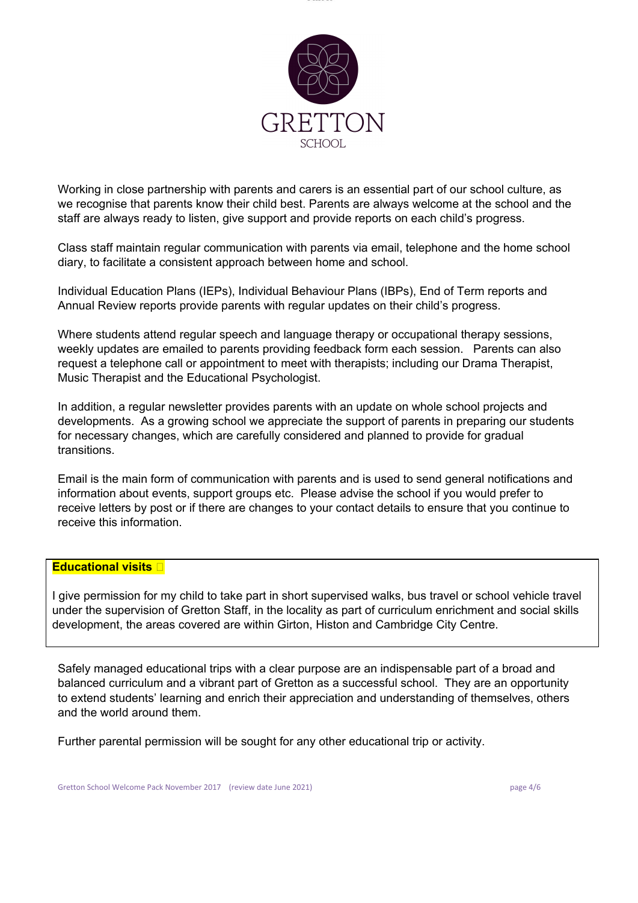GRETTON
SCHOOL

Working in close partnership with parents and carers is an essential part of our school culture, as we recognise that parents know their child best. Parents are always welcome at the school and the staff are always ready to listen, give support and provide reports on each child's progress.

Class staff maintain regular communication with parents via email, telephone and the home school diary, to facilitate a consistent approach between home and school.

Individual Education Plans (IEPs), Individual Behaviour Plans (IBPs), End of Term reports and Annual Review reports provide parents with regular updates on their child's progress.

Where students attend regular speech and language therapy or occupational therapy sessions, weekly updates are emailed to parents providing feedback form each session. Parents can also request a telephone call or appointment to meet with therapists; including our Drama Therapist, Music Therapist and the Educational Psychologist.

In addition, a regular newsletter provides parents with an update on whole school projects and developments. As a growing school we appreciate the support of parents in preparing our students for necessary changes, which are carefully considered and planned to provide for gradual transitions.

Email is the main form of communication with parents and is used to send general notifications and information about events, support groups etc. Please advise the school if you would prefer to receive letters by post or if there are changes to your contact details to ensure that you continue to receive this information.

**Educational visits** ☐

I give permission for my child to take part in short supervised walks, bus travel or school vehicle travel under the supervision of Gretton Staff, in the locality as part of curriculum enrichment and social skills development, the areas covered are within Girton, Histon and Cambridge City Centre.

Safely managed educational trips with a clear purpose are an indispensable part of a broad and balanced curriculum and a vibrant part of Gretton as a successful school. They are an opportunity to extend students' learning and enrich their appreciation and understanding of themselves, others and the world around them.

Further parental permission will be sought for any other educational trip or activity.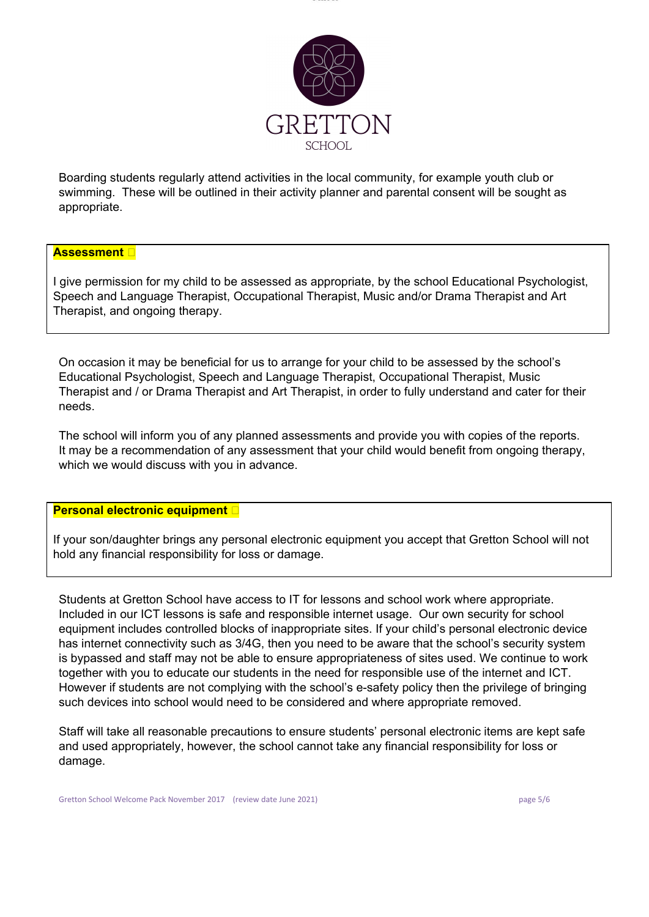GRETTON

SCHOOL

Boarding students regularly attend activities in the local community, for example youth club or swimming. These will be outlined in their activity planner and parental consent will be sought as appropriate.

**Assessment** ☐

I give permission for my child to be assessed as appropriate, by the school Educational Psychologist, Speech and Language Therapist, Occupational Therapist, Music and/or Drama Therapist and Art Therapist, and ongoing therapy.

On occasion it may be beneficial for us to arrange for your child to be assessed by the school's Educational Psychologist, Speech and Language Therapist, Occupational Therapist, Music Therapist and / or Drama Therapist and Art Therapist, in order to fully understand and cater for their needs.

The school will inform you of any planned assessments and provide you with copies of the reports. It may be a recommendation of any assessment that your child would benefit from ongoing therapy, which we would discuss with you in advance.

**Personal electronic equipment** ☐

If your son/daughter brings any personal electronic equipment you accept that Gretton School will not hold any financial responsibility for loss or damage.

Students at Gretton School have access to IT for lessons and school work where appropriate. Included in our ICT lessons is safe and responsible internet usage. Our own security for school equipment includes controlled blocks of inappropriate sites. If your child's personal electronic device has internet connectivity such as 3/4G, then you need to be aware that the school's security system is bypassed and staff may not be able to ensure appropriateness of sites used. We continue to work together with you to educate our students in the need for responsible use of the internet and ICT. However if students are not complying with the school's e-safety policy then the privilege of bringing such devices into school would need to be considered and where appropriate removed.

Staff will take all reasonable precautions to ensure students' personal electronic items are kept safe and used appropriately, however, the school cannot take any financial responsibility for loss or damage.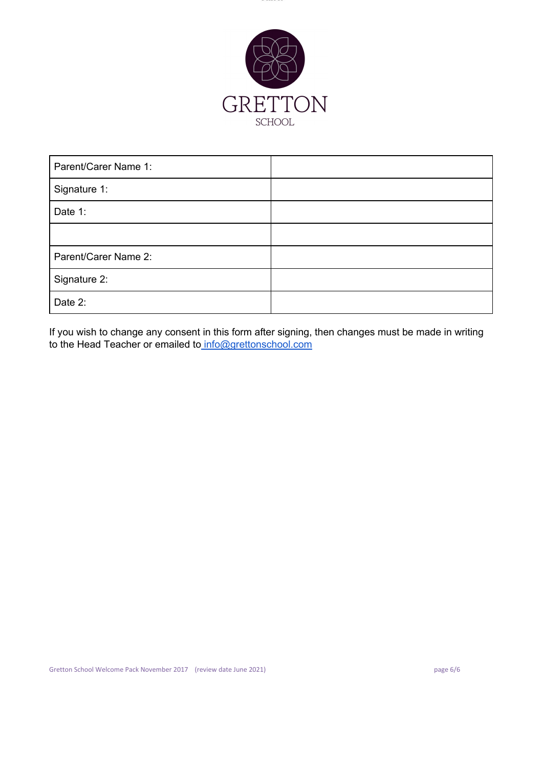GRETTON
SCHOOL

| | |
|---|---|
| Parent/Carer Name 1: | |
| Signature 1: | |
| Date 1: | |
| | |
| Parent/Carer Name 2: | |
| Signature 2: | |
| Date 2: | |

If you wish to change any consent in this form after signing, then changes must be made in writing to the Head Teacher or emailed to info@grettonschool.com